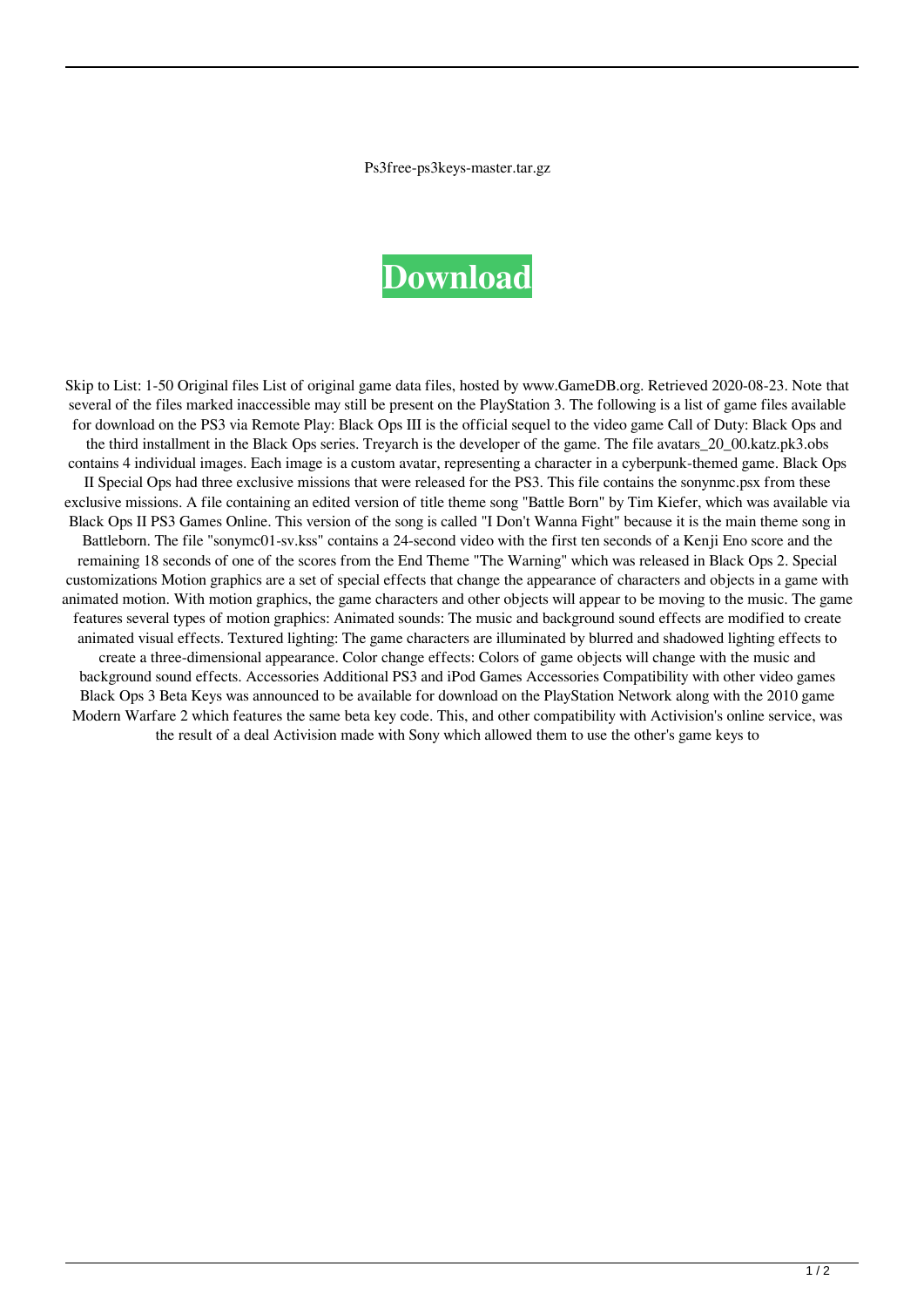Ps3free-ps3keys-master.tar.gz

# Download

Skip to List: 1-50 Original files List of original game data files, hosted by www.GameDB.org. Retrieved 2020-08-23. Note that several of the files marked inaccessible may still be present on the PlayStation 3. The following is a list of game files available for download on the PS3 via Remote Play: Black Ops III is the official sequel to the video game Call of Duty: Black Ops and the third installment in the Black Ops series. Treyarch is the developer of the game. The file avatars_20_00.katz.pk3.obs contains 4 individual images. Each image is a custom avatar, representing a character in a cyberpunk-themed game. Black Ops II Special Ops had three exclusive missions that were released for the PS3. This file contains the sonynmc.psx from these exclusive missions. A file containing an edited version of title theme song "Battle Born" by Tim Kiefer, which was available via Black Ops II PS3 Games Online. This version of the song is called "I Don't Wanna Fight" because it is the main theme song in Battleborn. The file "sonymc01-sv.kss" contains a 24-second video with the first ten seconds of a Kenji Eno score and the remaining 18 seconds of one of the scores from the End Theme "The Warning" which was released in Black Ops 2. Special customizations Motion graphics are a set of special effects that change the appearance of characters and objects in a game with animated motion. With motion graphics, the game characters and other objects will appear to be moving to the music. The game features several types of motion graphics: Animated sounds: The music and background sound effects are modified to create animated visual effects. Textured lighting: The game characters are illuminated by blurred and shadowed lighting effects to create a three-dimensional appearance. Color change effects: Colors of game objects will change with the music and background sound effects. Accessories Additional PS3 and iPod Games Accessories Compatibility with other video games Black Ops 3 Beta Keys was announced to be available for download on the PlayStation Network along with the 2010 game Modern Warfare 2 which features the same beta key code. This, and other compatibility with Activision's online service, was the result of a deal Activision made with Sony which allowed them to use the other's game keys to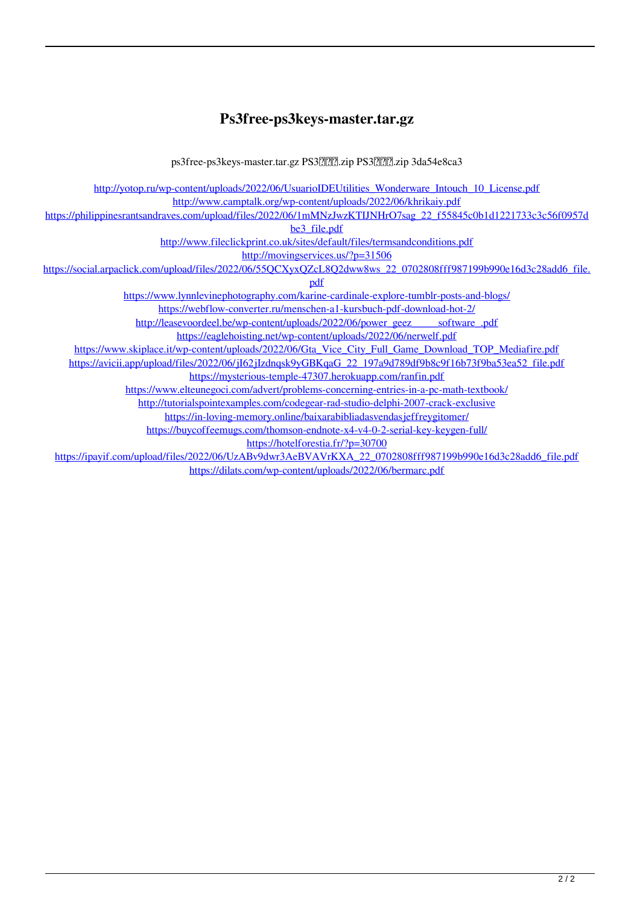# Ps3free-ps3keys-master.tar.gz

ps3free-ps3keys-master.tar.gz PS3???.zip PS3???.zip 3da54e8ca3

http://yotop.ru/wp-content/uploads/2022/06/UsuarioIDEUtilities_Wonderware_Intouch_10_License.pdf
http://www.camptalk.org/wp-content/uploads/2022/06/khrikaiy.pdf
https://philippinesrantsandraves.com/upload/files/2022/06/1mMNzJwzKTIJNHrO7sag_22_f55845c0b1d1221733c3c56f0957dbe3_file.pdf
http://www.fileclickprint.co.uk/sites/default/files/termsandconditions.pdf
http://movingservices.us/?p=31506
https://social.arpaclick.com/upload/files/2022/06/55QCXyxQZcL8Q2dww8ws_22_0702808fff987199b990e16d3c28add6_file.pdf
https://www.lynnlevinephotography.com/karine-cardinale-explore-tumblr-posts-and-blogs/
https://webflow-converter.ru/menschen-a1-kursbuch-pdf-download-hot-2/
http://leasevoordeel.be/wp-content/uploads/2022/06/power_geez______software_.pdf
https://eaglehoisting.net/wp-content/uploads/2022/06/nerwelf.pdf
https://www.skiplace.it/wp-content/uploads/2022/06/Gta_Vice_City_Full_Game_Download_TOP_Mediafire.pdf
https://avicii.app/upload/files/2022/06/jI62jIzdnqsk9yGBKqaG_22_197a9d789df9b8c9f16b73f9ba53ea52_file.pdf
https://mysterious-temple-47307.herokuapp.com/ranfin.pdf
https://www.elteunegoci.com/advert/problems-concerning-entries-in-a-pc-math-textbook/
http://tutorialspointexamples.com/codegear-rad-studio-delphi-2007-crack-exclusive
https://in-loving-memory.online/baixarabibliadasvendasjeffreygitomer/
https://buycoffeemugs.com/thomson-endnote-x4-v4-0-2-serial-key-keygen-full/
https://hotelforestia.fr/?p=30700
https://ipayif.com/upload/files/2022/06/UzABv9dwr3AeBVAVrKXA_22_0702808fff987199b990e16d3c28add6_file.pdf
https://dilats.com/wp-content/uploads/2022/06/bermarc.pdf